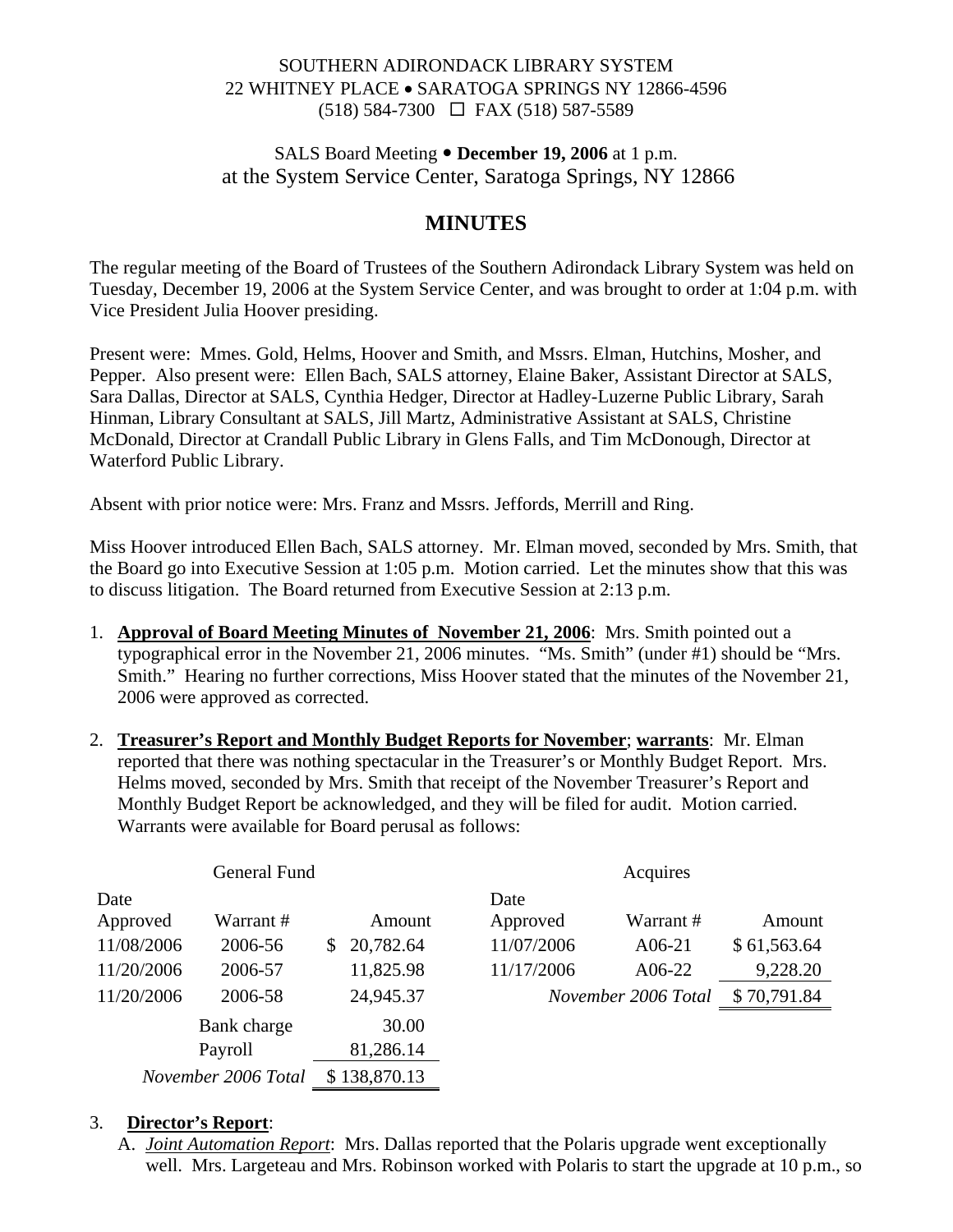SOUTHERN ADIRONDACK LIBRARY SYSTEM
22 WHITNEY PLACE • SARATOGA SPRINGS NY 12866-4596
(518) 584-7300 ☐ FAX (518) 587-5589

SALS Board Meeting • **December 19, 2006** at 1 p.m.
at the System Service Center, Saratoga Springs, NY 12866

# MINUTES

The regular meeting of the Board of Trustees of the Southern Adirondack Library System was held on Tuesday, December 19, 2006 at the System Service Center, and was brought to order at 1:04 p.m. with Vice President Julia Hoover presiding.

Present were: Mmes. Gold, Helms, Hoover and Smith, and Mssrs. Elman, Hutchins, Mosher, and Pepper. Also present were: Ellen Bach, SALS attorney, Elaine Baker, Assistant Director at SALS, Sara Dallas, Director at SALS, Cynthia Hedger, Director at Hadley-Luzerne Public Library, Sarah Hinman, Library Consultant at SALS, Jill Martz, Administrative Assistant at SALS, Christine McDonald, Director at Crandall Public Library in Glens Falls, and Tim McDonough, Director at Waterford Public Library.

Absent with prior notice were: Mrs. Franz and Mssrs. Jeffords, Merrill and Ring.

Miss Hoover introduced Ellen Bach, SALS attorney. Mr. Elman moved, seconded by Mrs. Smith, that the Board go into Executive Session at 1:05 p.m. Motion carried. Let the minutes show that this was to discuss litigation. The Board returned from Executive Session at 2:13 p.m.

1. **Approval of Board Meeting Minutes of November 21, 2006**: Mrs. Smith pointed out a typographical error in the November 21, 2006 minutes. "Ms. Smith" (under #1) should be "Mrs. Smith." Hearing no further corrections, Miss Hoover stated that the minutes of the November 21, 2006 were approved as corrected.

2. **Treasurer's Report and Monthly Budget Reports for November**; **warrants**: Mr. Elman reported that there was nothing spectacular in the Treasurer's or Monthly Budget Report. Mrs. Helms moved, seconded by Mrs. Smith that receipt of the November Treasurer's Report and Monthly Budget Report be acknowledged, and they will be filed for audit. Motion carried. Warrants were available for Board perusal as follows:

| General Fund | | | Acquires | | |
|---|---|---|---|---|---|
| Date Approved | Warrant # | Amount | Date Approved | Warrant # | Amount |
| 11/08/2006 | 2006-56 | $ 20,782.64 | 11/07/2006 | A06-21 | $ 61,563.64 |
| 11/20/2006 | 2006-57 | 11,825.98 | 11/17/2006 | A06-22 | 9,228.20 |
| 11/20/2006 | 2006-58 | 24,945.37 | | *November 2006 Total* | $ 70,791.84 |
| | Bank charge | 30.00 | | | |
| | Payroll | 81,286.14 | | | |
| | *November 2006 Total* | $ 138,870.13 | | | |

3. **Director's Report**:
   A. ***Joint Automation Report***: Mrs. Dallas reported that the Polaris upgrade went exceptionally well. Mrs. Largeteau and Mrs. Robinson worked with Polaris to start the upgrade at 10 p.m., so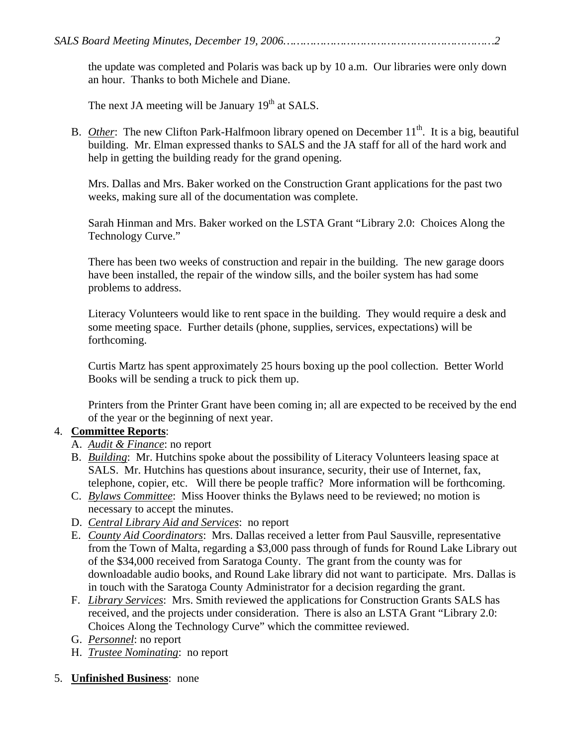the update was completed and Polaris was back up by 10 a.m. Our libraries were only down an hour. Thanks to both Michele and Diane.

The next JA meeting will be January 19th at SALS.

B. *Other*: The new Clifton Park-Halfmoon library opened on December 11th. It is a big, beautiful building. Mr. Elman expressed thanks to SALS and the JA staff for all of the hard work and help in getting the building ready for the grand opening.

Mrs. Dallas and Mrs. Baker worked on the Construction Grant applications for the past two weeks, making sure all of the documentation was complete.

Sarah Hinman and Mrs. Baker worked on the LSTA Grant "Library 2.0: Choices Along the Technology Curve."

There has been two weeks of construction and repair in the building. The new garage doors have been installed, the repair of the window sills, and the boiler system has had some problems to address.

Literacy Volunteers would like to rent space in the building. They would require a desk and some meeting space. Further details (phone, supplies, services, expectations) will be forthcoming.

Curtis Martz has spent approximately 25 hours boxing up the pool collection. Better World Books will be sending a truck to pick them up.

Printers from the Printer Grant have been coming in; all are expected to be received by the end of the year or the beginning of next year.

4. **Committee Reports**:
   A. *Audit & Finance*: no report
   B. *Building*: Mr. Hutchins spoke about the possibility of Literacy Volunteers leasing space at SALS. Mr. Hutchins has questions about insurance, security, their use of Internet, fax, telephone, copier, etc. Will there be people traffic? More information will be forthcoming.
   C. *Bylaws Committee*: Miss Hoover thinks the Bylaws need to be reviewed; no motion is necessary to accept the minutes.
   D. *Central Library Aid and Services*: no report
   E. *County Aid Coordinators*: Mrs. Dallas received a letter from Paul Sausville, representative from the Town of Malta, regarding a $3,000 pass through of funds for Round Lake Library out of the $34,000 received from Saratoga County. The grant from the county was for downloadable audio books, and Round Lake library did not want to participate. Mrs. Dallas is in touch with the Saratoga County Administrator for a decision regarding the grant.
   F. *Library Services*: Mrs. Smith reviewed the applications for Construction Grants SALS has received, and the projects under consideration. There is also an LSTA Grant "Library 2.0: Choices Along the Technology Curve" which the committee reviewed.
   G. *Personnel*: no report
   H. *Trustee Nominating*: no report

5. **Unfinished Business**: none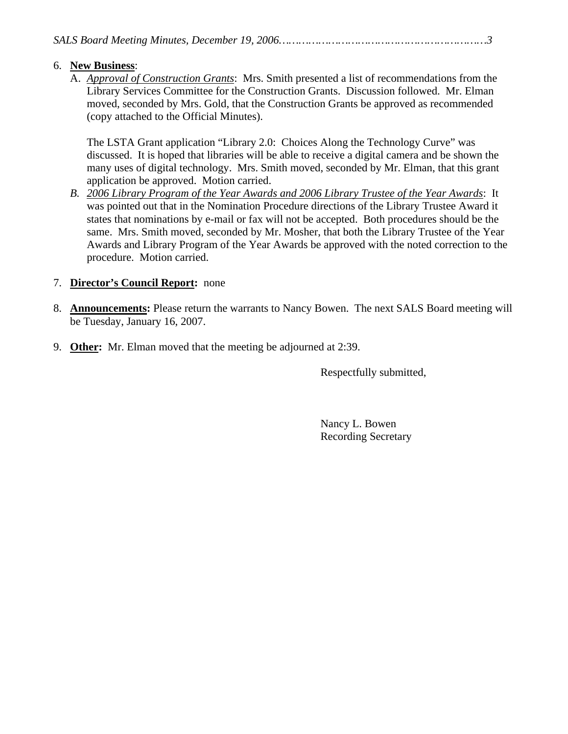6. **New Business**:
   A. *Approval of Construction Grants*: Mrs. Smith presented a list of recommendations from the Library Services Committee for the Construction Grants. Discussion followed. Mr. Elman moved, seconded by Mrs. Gold, that the Construction Grants be approved as recommended (copy attached to the Official Minutes).

      The LSTA Grant application "Library 2.0: Choices Along the Technology Curve" was discussed. It is hoped that libraries will be able to receive a digital camera and be shown the many uses of digital technology. Mrs. Smith moved, seconded by Mr. Elman, that this grant application be approved. Motion carried.

   *B. 2006 Library Program of the Year Awards and 2006 Library Trustee of the Year Awards*: It was pointed out that in the Nomination Procedure directions of the Library Trustee Award it states that nominations by e-mail or fax will not be accepted. Both procedures should be the same. Mrs. Smith moved, seconded by Mr. Mosher, that both the Library Trustee of the Year Awards and Library Program of the Year Awards be approved with the noted correction to the procedure. Motion carried.

7. **Director's Council Report:** none

8. **Announcements:** Please return the warrants to Nancy Bowen. The next SALS Board meeting will be Tuesday, January 16, 2007.

9. **Other:** Mr. Elman moved that the meeting be adjourned at 2:39.

Respectfully submitted,

Nancy L. Bowen
Recording Secretary